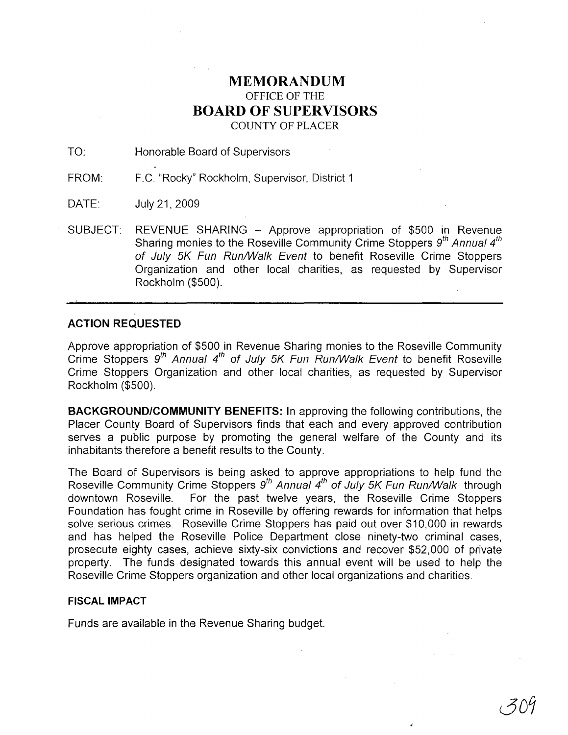# MEMORANDUM

OFFICE OF THE

# BOARD OF SUPERVISORS

COUNTY OF PLACER

TO: Honorable Board of Supervisors

FROM: F.C. "Rocky" Rockholm, Supervisor, District 1

DATE: July 21, 2009

SUBJECT: REVENUE SHARING – Approve appropriation of $500 in Revenue Sharing monies to the Roseville Community Crime Stoppers *9th Annual 4th of July 5K Fun Run/Walk Event* to benefit Roseville Crime Stoppers Organization and other local charities, as requested by Supervisor Rockholm ($500).

---

## ACTION REQUESTED

Approve appropriation of $500 in Revenue Sharing monies to the Roseville Community Crime Stoppers *9th Annual 4th of July 5K Fun Run/Walk Event* to benefit Roseville Crime Stoppers Organization and other local charities, as requested by Supervisor Rockholm ($500).

**BACKGROUND/COMMUNITY BENEFITS:** In approving the following contributions, the Placer County Board of Supervisors finds that each and every approved contribution serves a public purpose by promoting the general welfare of the County and its inhabitants therefore a benefit results to the County.

The Board of Supervisors is being asked to approve appropriations to help fund the Roseville Community Crime Stoppers *9th Annual 4th of July 5K Fun Run/Walk* through downtown Roseville. For the past twelve years, the Roseville Crime Stoppers Foundation has fought crime in Roseville by offering rewards for information that helps solve serious crimes. Roseville Crime Stoppers has paid out over $10,000 in rewards and has helped the Roseville Police Department close ninety-two criminal cases, prosecute eighty cases, achieve sixty-six convictions and recover $52,000 of private property. The funds designated towards this annual event will be used to help the Roseville Crime Stoppers organization and other local organizations and charities.

### FISCAL IMPACT

Funds are available in the Revenue Sharing budget.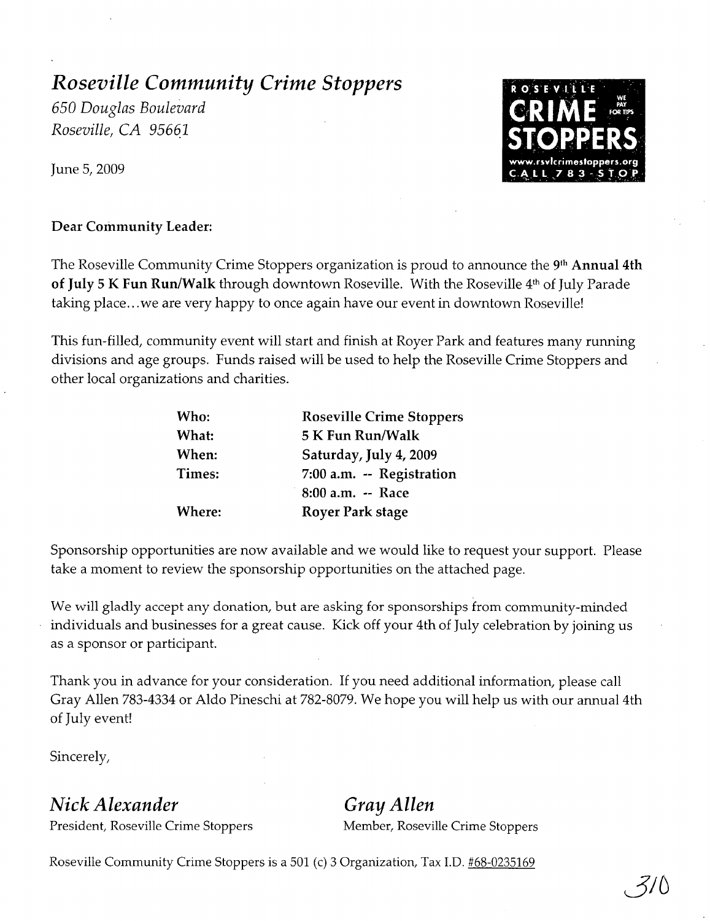# *Roseville Community Crime Stoppers*

*650 Douglas Boulevard*
*Roseville, CA 95661*

ROSEVILLE CRIME STOPPERS WE PAY FOR TIPS
www.rsvlcrimestoppers.org
CALL 783-STOP

June 5, 2009

**Dear Community Leader:**

The Roseville Community Crime Stoppers organization is proud to announce the 9th **Annual 4th of July 5 K Fun Run/Walk** through downtown Roseville. With the Roseville 4th of July Parade taking place...we are very happy to once again have our event in downtown Roseville!

This fun-filled, community event will start and finish at Royer Park and features many running divisions and age groups. Funds raised will be used to help the Roseville Crime Stoppers and other local organizations and charities.

| | |
|---|---|
| **Who:** | **Roseville Crime Stoppers** |
| **What:** | **5 K Fun Run/Walk** |
| **When:** | **Saturday, July 4, 2009** |
| **Times:** | **7:00 a.m. -- Registration** |
| | **8:00 a.m. -- Race** |
| **Where:** | **Royer Park stage** |

Sponsorship opportunities are now available and we would like to request your support. Please take a moment to review the sponsorship opportunities on the attached page.

We will gladly accept any donation, but are asking for sponsorships from community-minded individuals and businesses for a great cause. Kick off your 4th of July celebration by joining us as a sponsor or participant.

Thank you in advance for your consideration. If you need additional information, please call Gray Allen 783-4334 or Aldo Pineschi at 782-8079. We hope you will help us with our annual 4th of July event!

Sincerely,

*Nick Alexander*
President, Roseville Crime Stoppers

*Gray Allen*
Member, Roseville Crime Stoppers

Roseville Community Crime Stoppers is a 501 (c) 3 Organization, Tax I.D. #68-0235169